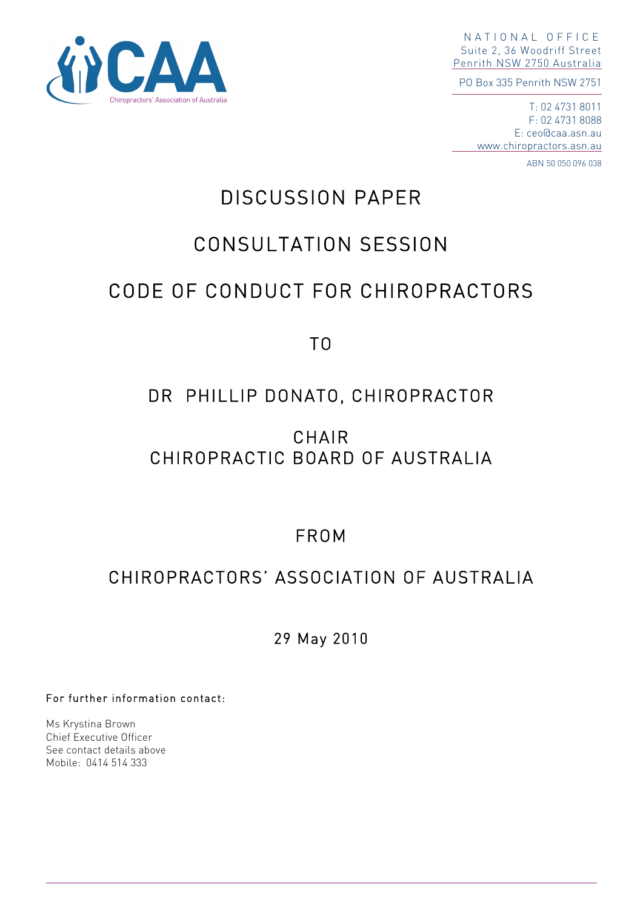CAA

Chiropractors' Association of Australia

NATIONAL OFFICE
Suite 2, 36 Woodriff Street
Penrith NSW 2750 Australia

PO Box 335 Penrith NSW 2751

T: 02 4731 8011
F: 02 4731 8088
E: ceo@caa.asn.au
www.chiropractors.asn.au

ABN 50 050 096 038

# DISCUSSION PAPER

# CONSULTATION SESSION

# CODE OF CONDUCT FOR CHIROPRACTORS

TO

DR PHILLIP DONATO, CHIROPRACTOR

CHAIR
CHIROPRACTIC BOARD OF AUSTRALIA

FROM

CHIROPRACTORS' ASSOCIATION OF AUSTRALIA

29 May 2010

For further information contact:

Ms Krystina Brown
Chief Executive Officer
See contact details above
Mobile: 0414 514 333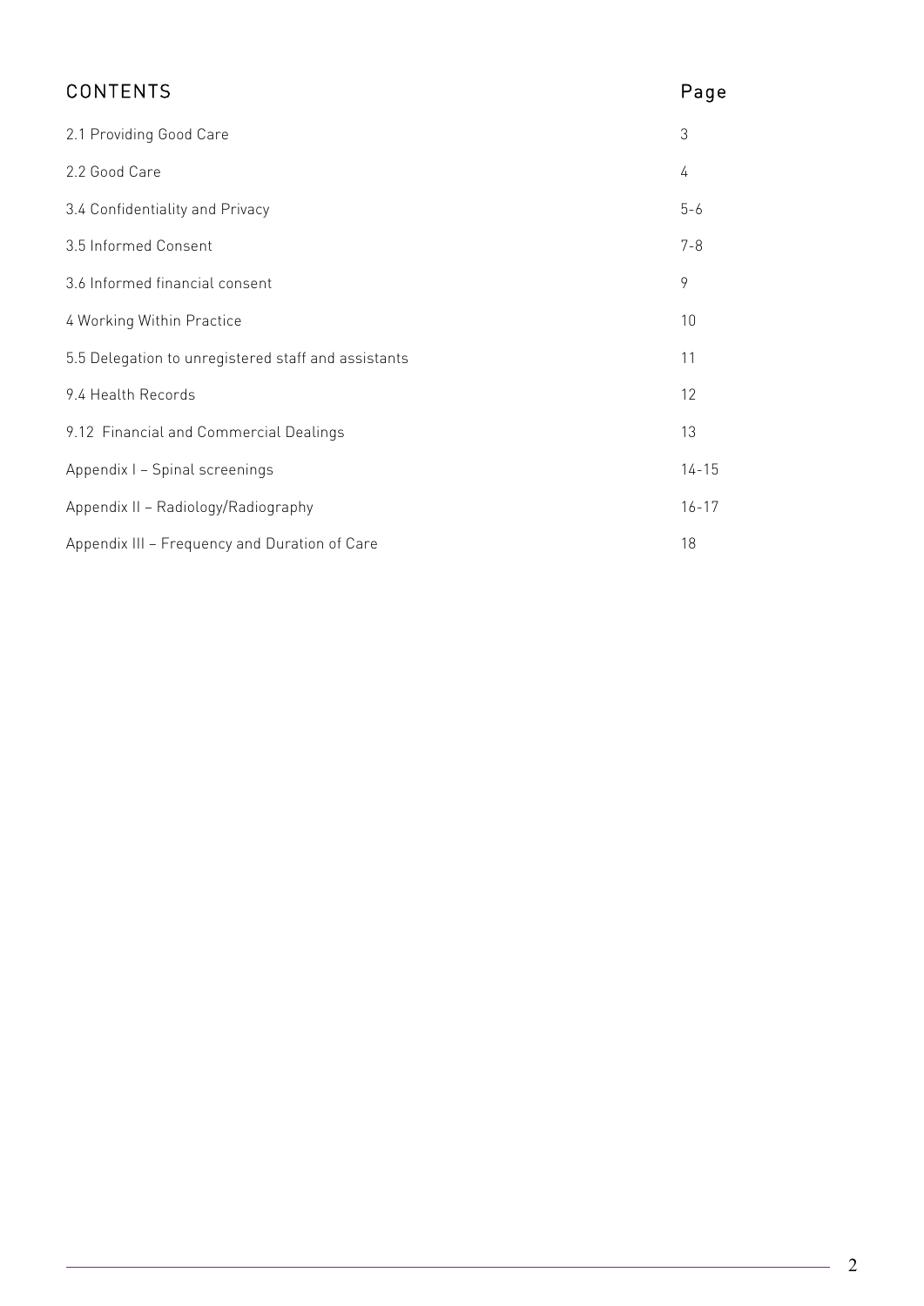# CONTENTS

| | Page |
|---|---|
| 2.1 Providing Good Care | 3 |
| 2.2 Good Care | 4 |
| 3.4 Confidentiality and Privacy | 5-6 |
| 3.5 Informed Consent | 7-8 |
| 3.6 Informed financial consent | 9 |
| 4 Working Within Practice | 10 |
| 5.5 Delegation to unregistered staff and assistants | 11 |
| 9.4 Health Records | 12 |
| 9.12 Financial and Commercial Dealings | 13 |
| Appendix I – Spinal screenings | 14-15 |
| Appendix II – Radiology/Radiography | 16-17 |
| Appendix III – Frequency and Duration of Care | 18 |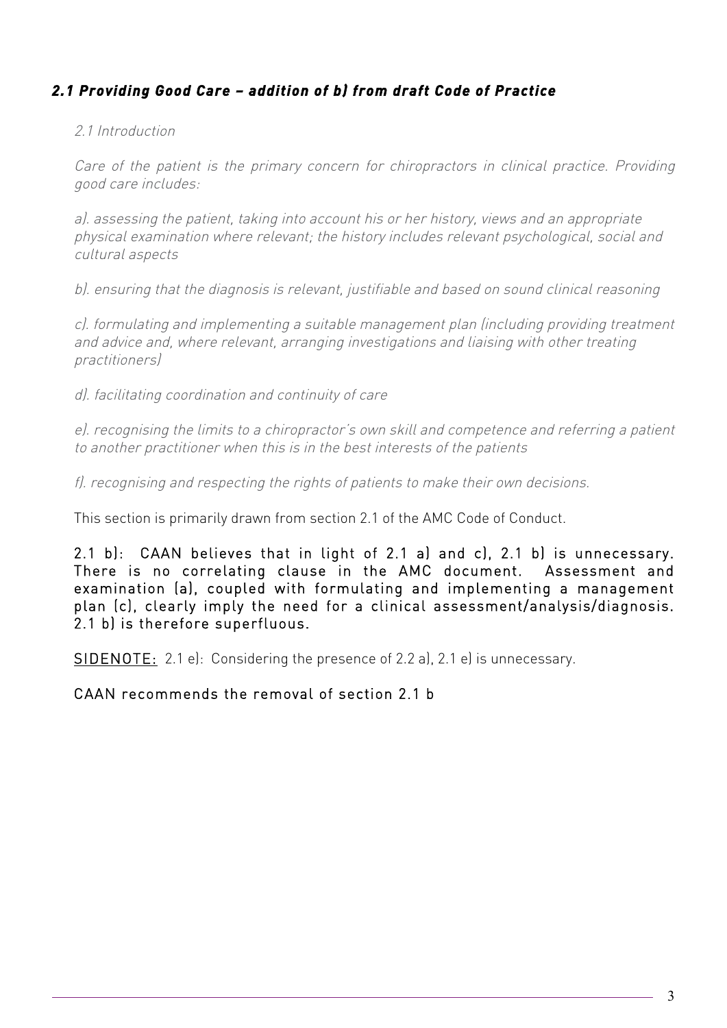## *2.1 Providing Good Care – addition of b) from draft Code of Practice*

*2.1 Introduction*

*Care of the patient is the primary concern for chiropractors in clinical practice. Providing good care includes:*

*a). assessing the patient, taking into account his or her history, views and an appropriate physical examination where relevant; the history includes relevant psychological, social and cultural aspects*

*b). ensuring that the diagnosis is relevant, justifiable and based on sound clinical reasoning*

*c). formulating and implementing a suitable management plan (including providing treatment and advice and, where relevant, arranging investigations and liaising with other treating practitioners)*

*d). facilitating coordination and continuity of care*

*e). recognising the limits to a chiropractor's own skill and competence and referring a patient to another practitioner when this is in the best interests of the patients*

*f). recognising and respecting the rights of patients to make their own decisions.*

This section is primarily drawn from section 2.1 of the AMC Code of Conduct.

2.1 b): CAAN believes that in light of 2.1 a) and c), 2.1 b) is unnecessary. There is no correlating clause in the AMC document. Assessment and examination (a), coupled with formulating and implementing a management plan (c), clearly imply the need for a clinical assessment/analysis/diagnosis. 2.1 b) is therefore superfluous.

<u>SIDENOTE:</u> 2.1 e): Considering the presence of 2.2 a), 2.1 e) is unnecessary.

CAAN recommends the removal of section 2.1 b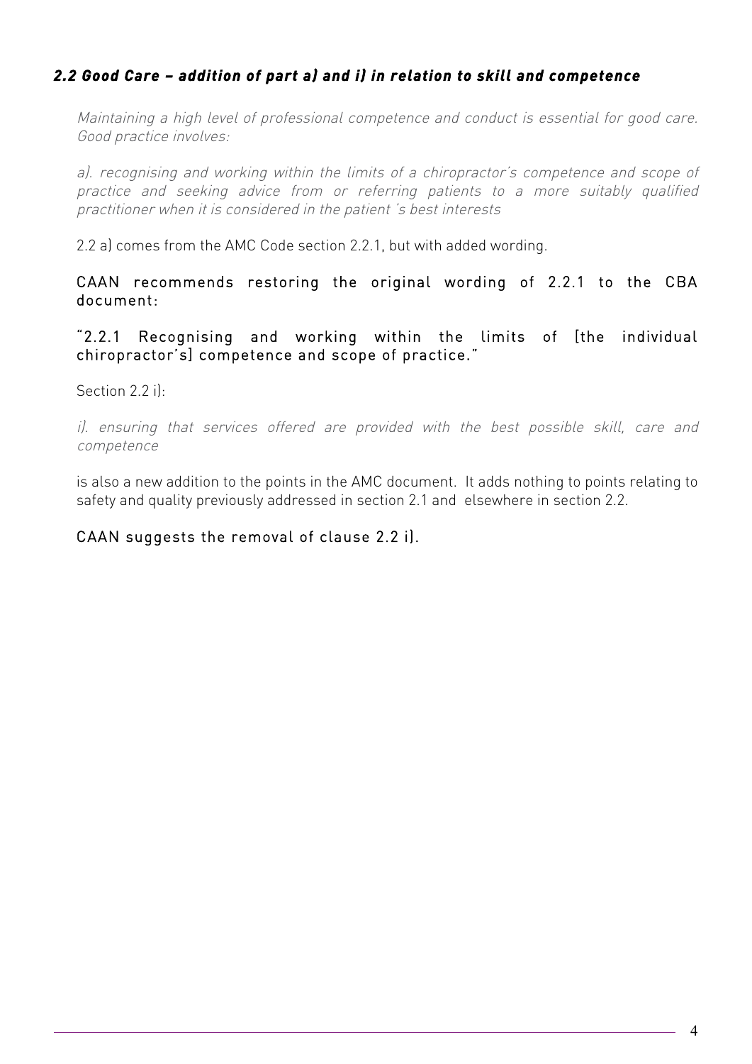### *2.2 Good Care – addition of part a) and i) in relation to skill and competence*

*Maintaining a high level of professional competence and conduct is essential for good care. Good practice involves:*

*a). recognising and working within the limits of a chiropractor's competence and scope of practice and seeking advice from or referring patients to a more suitably qualified practitioner when it is considered in the patient 's best interests*

2.2 a) comes from the AMC Code section 2.2.1, but with added wording.

CAAN recommends restoring the original wording of 2.2.1 to the CBA document:

"2.2.1 Recognising and working within the limits of [the individual chiropractor's] competence and scope of practice."

Section 2.2 i):

*i). ensuring that services offered are provided with the best possible skill, care and competence*

is also a new addition to the points in the AMC document. It adds nothing to points relating to safety and quality previously addressed in section 2.1 and elsewhere in section 2.2.

CAAN suggests the removal of clause 2.2 i).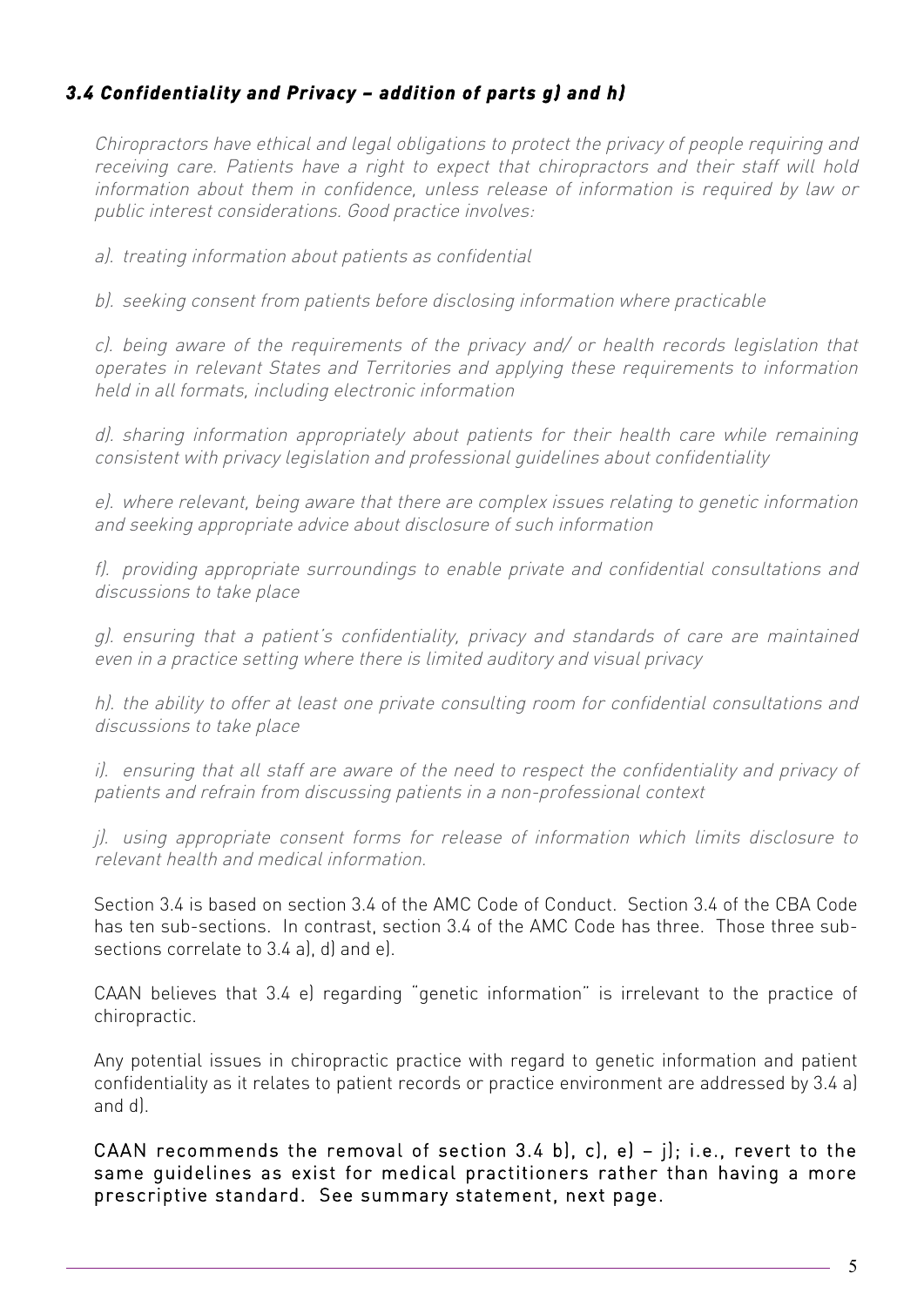### *3.4 Confidentiality and Privacy – addition of parts g) and h)*

*Chiropractors have ethical and legal obligations to protect the privacy of people requiring and receiving care. Patients have a right to expect that chiropractors and their staff will hold information about them in confidence, unless release of information is required by law or public interest considerations. Good practice involves:*

*a). treating information about patients as confidential*

*b). seeking consent from patients before disclosing information where practicable*

*c). being aware of the requirements of the privacy and/ or health records legislation that operates in relevant States and Territories and applying these requirements to information held in all formats, including electronic information*

*d). sharing information appropriately about patients for their health care while remaining consistent with privacy legislation and professional guidelines about confidentiality*

*e). where relevant, being aware that there are complex issues relating to genetic information and seeking appropriate advice about disclosure of such information*

*f). providing appropriate surroundings to enable private and confidential consultations and discussions to take place*

*g). ensuring that a patient's confidentiality, privacy and standards of care are maintained even in a practice setting where there is limited auditory and visual privacy*

*h). the ability to offer at least one private consulting room for confidential consultations and discussions to take place*

*i). ensuring that all staff are aware of the need to respect the confidentiality and privacy of patients and refrain from discussing patients in a non-professional context*

*j). using appropriate consent forms for release of information which limits disclosure to relevant health and medical information.*

Section 3.4 is based on section 3.4 of the AMC Code of Conduct. Section 3.4 of the CBA Code has ten sub-sections. In contrast, section 3.4 of the AMC Code has three. Those three sub-sections correlate to 3.4 a), d) and e).

CAAN believes that 3.4 e) regarding "genetic information" is irrelevant to the practice of chiropractic.

Any potential issues in chiropractic practice with regard to genetic information and patient confidentiality as it relates to patient records or practice environment are addressed by 3.4 a) and d).

CAAN recommends the removal of section 3.4 b), c), e) – j); i.e., revert to the same guidelines as exist for medical practitioners rather than having a more prescriptive standard. See summary statement, next page.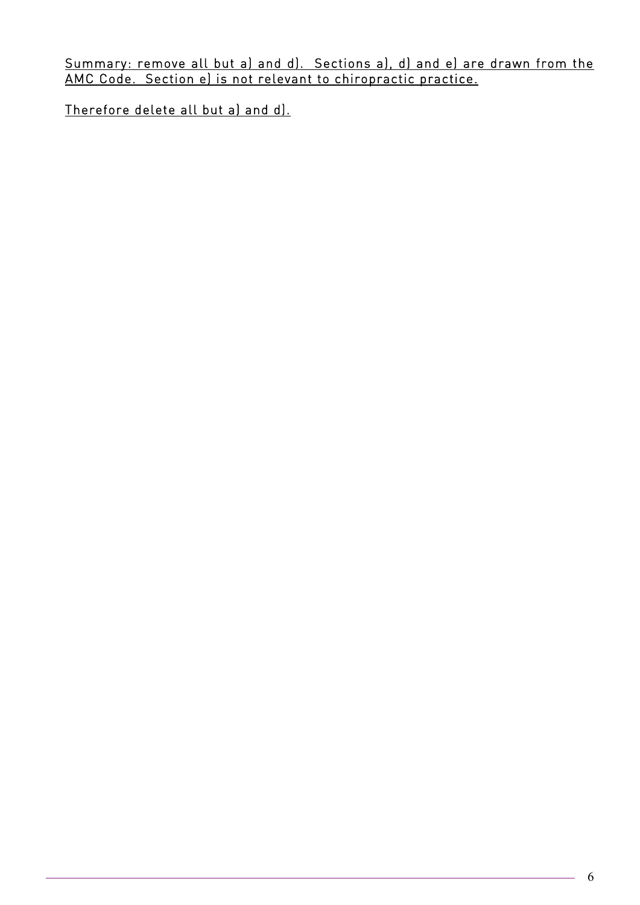<u>Summary: remove all but a) and d). Sections a), d) and e) are drawn from the AMC Code. Section e) is not relevant to chiropractic practice.</u>

<u>Therefore delete all but a) and d).</u>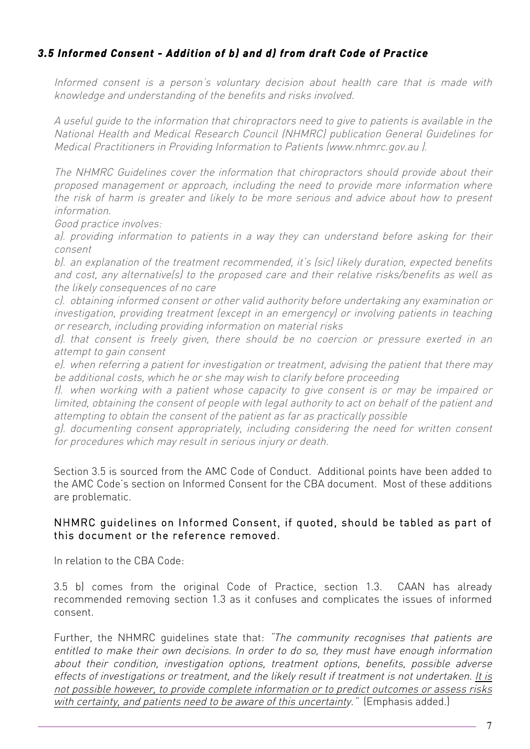### *3.5 Informed Consent - Addition of b) and d) from draft Code of Practice*

*Informed consent is a person's voluntary decision about health care that is made with knowledge and understanding of the benefits and risks involved.*

*A useful guide to the information that chiropractors need to give to patients is available in the National Health and Medical Research Council (NHMRC) publication General Guidelines for Medical Practitioners in Providing Information to Patients (www.nhmrc.gov.au ).*

*The NHMRC Guidelines cover the information that chiropractors should provide about their proposed management or approach, including the need to provide more information where the risk of harm is greater and likely to be more serious and advice about how to present information.*

*Good practice involves:*

*a). providing information to patients in a way they can understand before asking for their consent*

*b). an explanation of the treatment recommended, it's (sic) likely duration, expected benefits and cost, any alternative(s) to the proposed care and their relative risks/benefits as well as the likely consequences of no care*

*c). obtaining informed consent or other valid authority before undertaking any examination or investigation, providing treatment (except in an emergency) or involving patients in teaching or research, including providing information on material risks*

*d). that consent is freely given, there should be no coercion or pressure exerted in an attempt to gain consent*

*e). when referring a patient for investigation or treatment, advising the patient that there may be additional costs, which he or she may wish to clarify before proceeding*

*f). when working with a patient whose capacity to give consent is or may be impaired or limited, obtaining the consent of people with legal authority to act on behalf of the patient and attempting to obtain the consent of the patient as far as practically possible*

*g). documenting consent appropriately, including considering the need for written consent for procedures which may result in serious injury or death.*

Section 3.5 is sourced from the AMC Code of Conduct. Additional points have been added to the AMC Code's section on Informed Consent for the CBA document. Most of these additions are problematic.

#### NHMRC guidelines on Informed Consent, if quoted, should be tabled as part of this document or the reference removed.

In relation to the CBA Code:

3.5 b) comes from the original Code of Practice, section 1.3. CAAN has already recommended removing section 1.3 as it confuses and complicates the issues of informed consent.

Further, the NHMRC guidelines state that: *"The community recognises that patients are entitled to make their own decisions. In order to do so, they must have enough information about their condition, investigation options, treatment options, benefits, possible adverse effects of investigations or treatment, and the likely result if treatment is not undertaken. <u>It is not possible however, to provide complete information or to predict outcomes or assess risks with certainty, and patients need to be aware of this uncertainty</u>."* (Emphasis added.)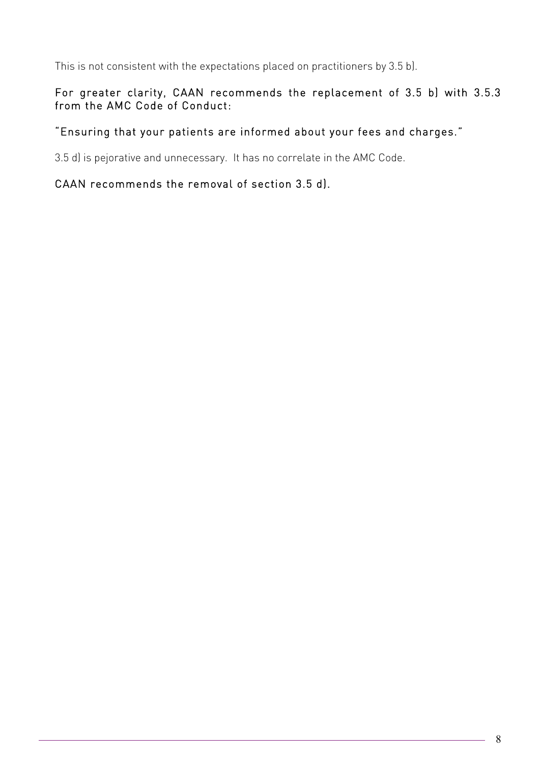This is not consistent with the expectations placed on practitioners by 3.5 b).

**For greater clarity, CAAN recommends the replacement of 3.5 b) with 3.5.3 from the AMC Code of Conduct:**

**"Ensuring that your patients are informed about your fees and charges."**

3.5 d) is pejorative and unnecessary. It has no correlate in the AMC Code.

**CAAN recommends the removal of section 3.5 d).**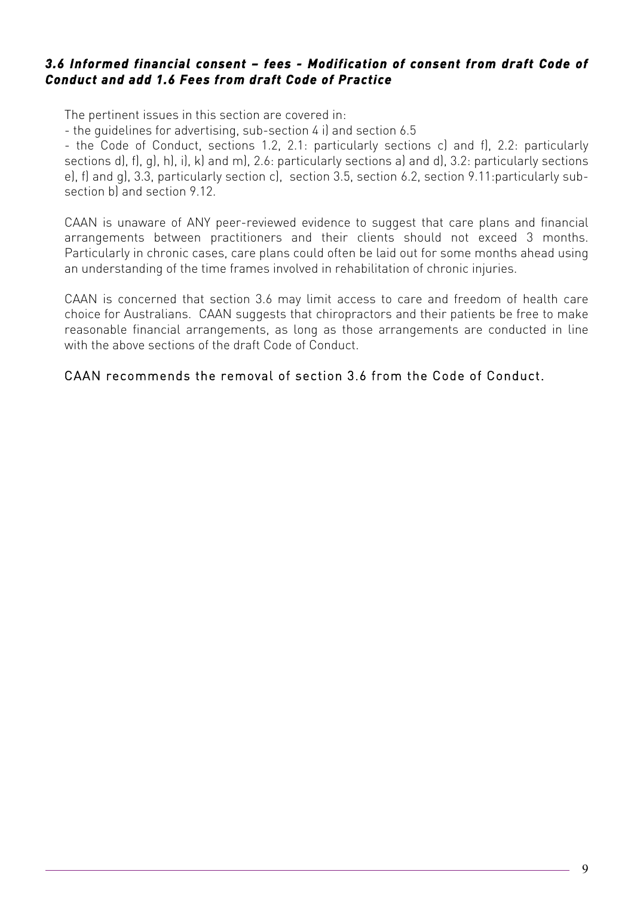### *3.6 Informed financial consent – fees - Modification of consent from draft Code of Conduct and add 1.6 Fees from draft Code of Practice*

The pertinent issues in this section are covered in:

- the guidelines for advertising, sub-section 4 i) and section 6.5
- the Code of Conduct, sections 1.2, 2.1: particularly sections c) and f), 2.2: particularly sections d), f), g), h), i), k) and m), 2.6: particularly sections a) and d), 3.2: particularly sections e), f) and g), 3.3, particularly section c), section 3.5, section 6.2, section 9.11:particularly sub-section b) and section 9.12.

CAAN is unaware of ANY peer-reviewed evidence to suggest that care plans and financial arrangements between practitioners and their clients should not exceed 3 months. Particularly in chronic cases, care plans could often be laid out for some months ahead using an understanding of the time frames involved in rehabilitation of chronic injuries.

CAAN is concerned that section 3.6 may limit access to care and freedom of health care choice for Australians. CAAN suggests that chiropractors and their patients be free to make reasonable financial arrangements, as long as those arrangements are conducted in line with the above sections of the draft Code of Conduct.

CAAN recommends the removal of section 3.6 from the Code of Conduct.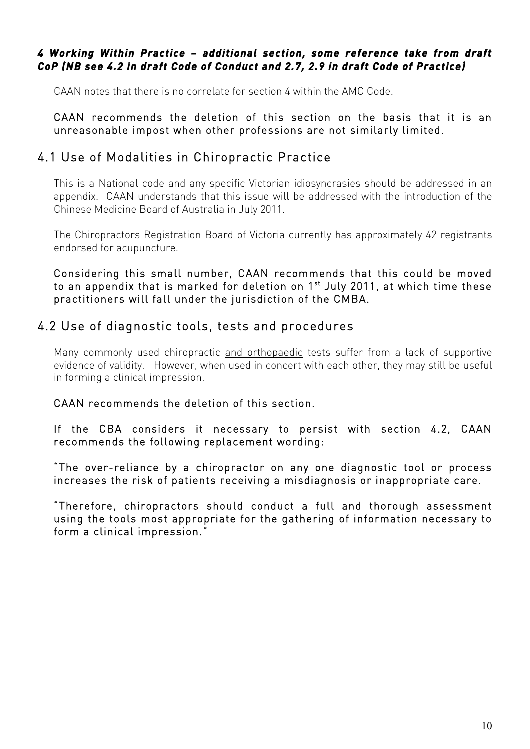### *4 Working Within Practice – additional section, some reference take from draft CoP (NB see 4.2 in draft Code of Conduct and 2.7, 2.9 in draft Code of Practice)*

CAAN notes that there is no correlate for section 4 within the AMC Code.

CAAN recommends the deletion of this section on the basis that it is an unreasonable impost when other professions are not similarly limited.

## 4.1 Use of Modalities in Chiropractic Practice

This is a National code and any specific Victorian idiosyncrasies should be addressed in an appendix. CAAN understands that this issue will be addressed with the introduction of the Chinese Medicine Board of Australia in July 2011.

The Chiropractors Registration Board of Victoria currently has approximately 42 registrants endorsed for acupuncture.

Considering this small number, CAAN recommends that this could be moved to an appendix that is marked for deletion on 1st July 2011, at which time these practitioners will fall under the jurisdiction of the CMBA.

## 4.2 Use of diagnostic tools, tests and procedures

Many commonly used chiropractic <u>and orthopaedic</u> tests suffer from a lack of supportive evidence of validity. However, when used in concert with each other, they may still be useful in forming a clinical impression.

CAAN recommends the deletion of this section.

If the CBA considers it necessary to persist with section 4.2, CAAN recommends the following replacement wording:

"The over-reliance by a chiropractor on any one diagnostic tool or process increases the risk of patients receiving a misdiagnosis or inappropriate care.

"Therefore, chiropractors should conduct a full and thorough assessment using the tools most appropriate for the gathering of information necessary to form a clinical impression."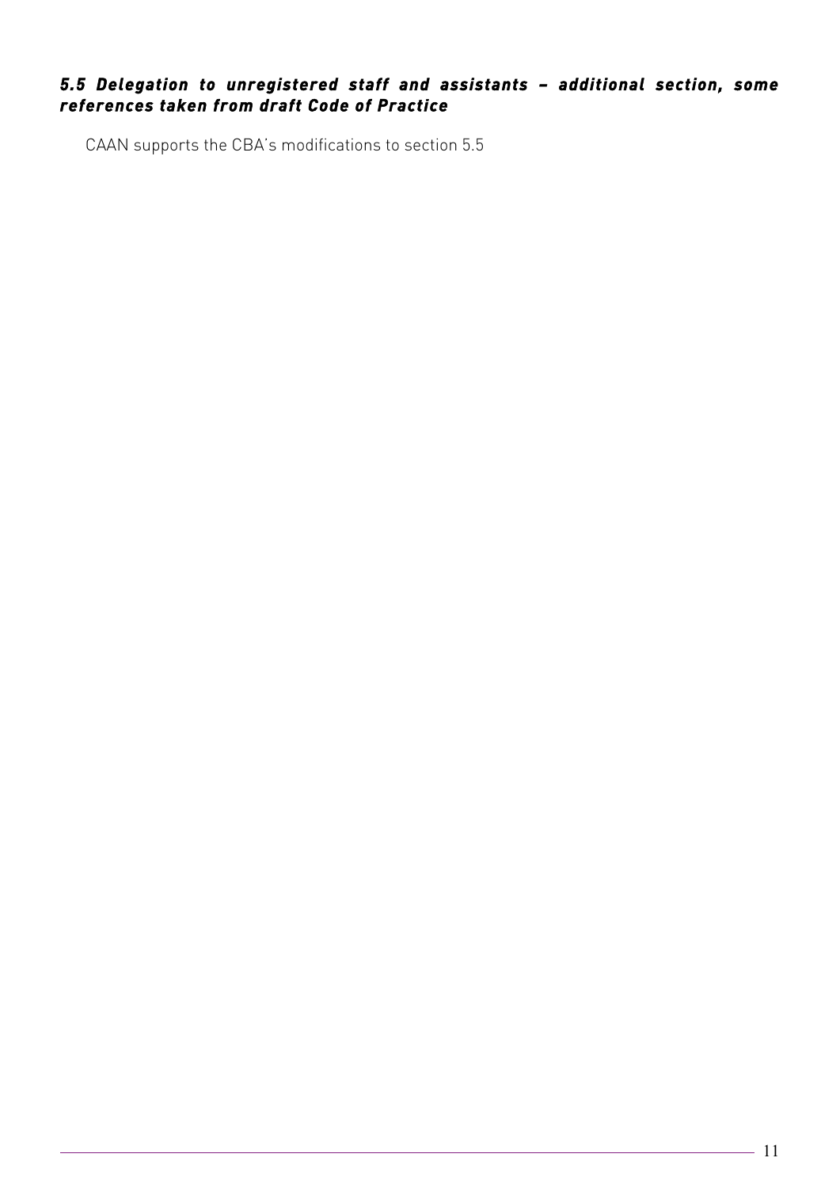### *5.5 Delegation to unregistered staff and assistants – additional section, some references taken from draft Code of Practice*

CAAN supports the CBA's modifications to section 5.5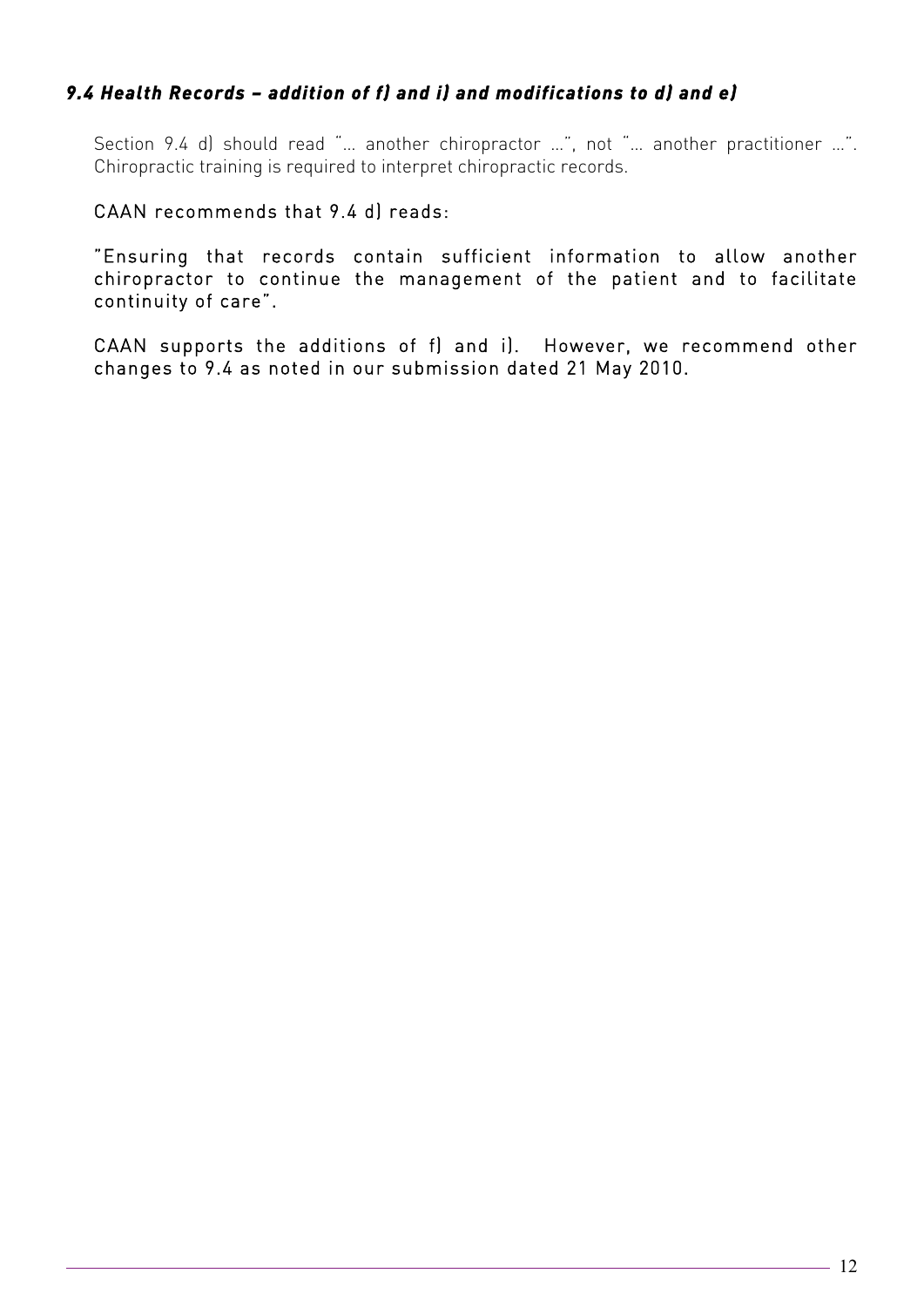### *9.4 Health Records – addition of f) and i) and modifications to d) and e)*

Section 9.4 d) should read "… another chiropractor …", not "… another practitioner …". Chiropractic training is required to interpret chiropractic records.

CAAN recommends that 9.4 d) reads:

"Ensuring that records contain sufficient information to allow another chiropractor to continue the management of the patient and to facilitate continuity of care".

CAAN supports the additions of f) and i). However, we recommend other changes to 9.4 as noted in our submission dated 21 May 2010.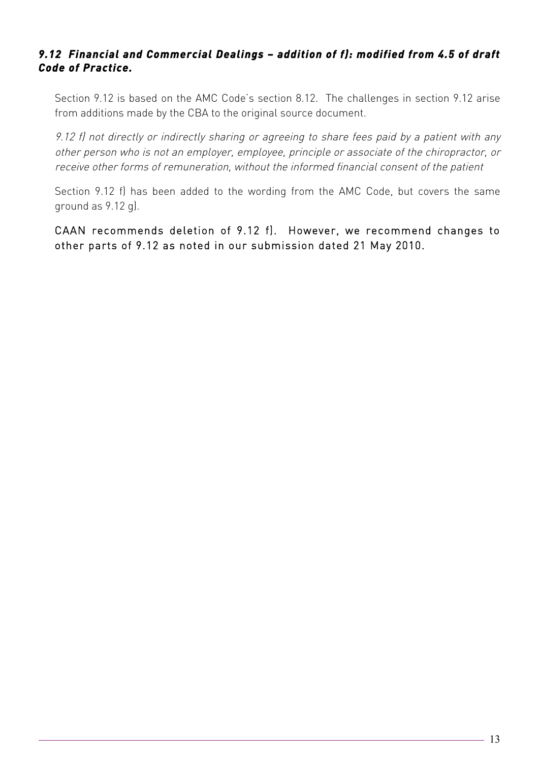### *9.12 Financial and Commercial Dealings – addition of f): modified from 4.5 of draft Code of Practice.*

Section 9.12 is based on the AMC Code's section 8.12. The challenges in section 9.12 arise from additions made by the CBA to the original source document.

*9.12 f) not directly or indirectly sharing or agreeing to share fees paid by a patient with any other person who is not an employer, employee, principle or associate of the chiropractor, or receive other forms of remuneration, without the informed financial consent of the patient*

Section 9.12 f) has been added to the wording from the AMC Code, but covers the same ground as 9.12 g).

CAAN recommends deletion of 9.12 f). However, we recommend changes to other parts of 9.12 as noted in our submission dated 21 May 2010.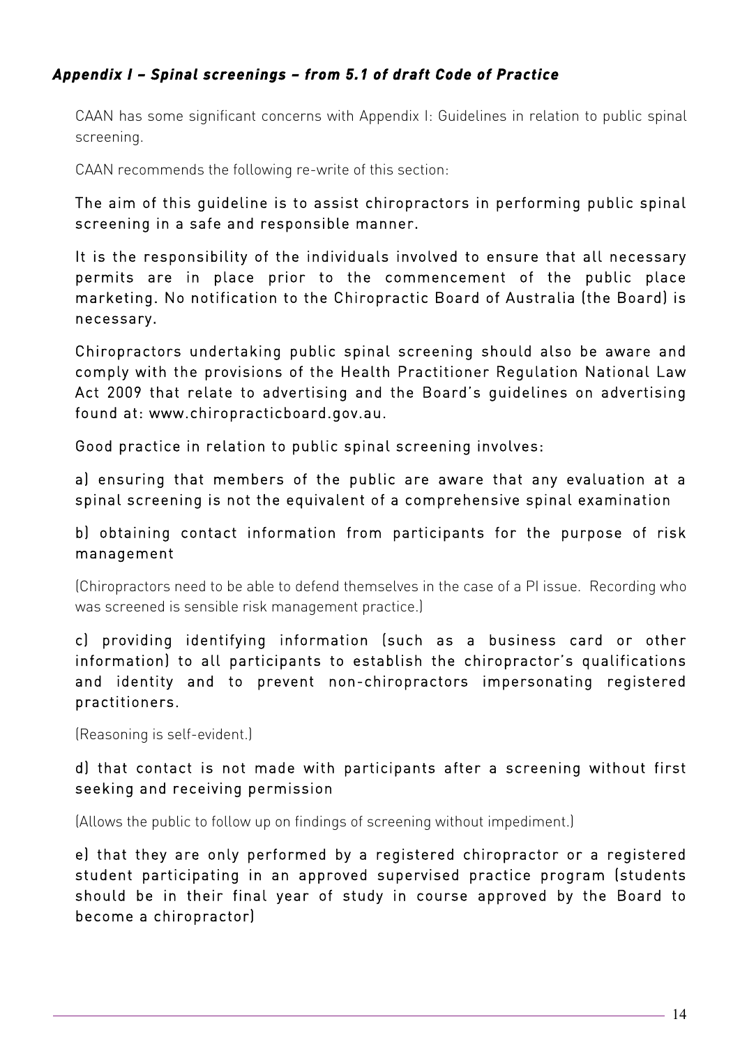### *Appendix I – Spinal screenings – from 5.1 of draft Code of Practice*

CAAN has some significant concerns with Appendix I: Guidelines in relation to public spinal screening.

CAAN recommends the following re-write of this section:

The aim of this guideline is to assist chiropractors in performing public spinal screening in a safe and responsible manner.

It is the responsibility of the individuals involved to ensure that all necessary permits are in place prior to the commencement of the public place marketing. No notification to the Chiropractic Board of Australia (the Board) is necessary.

Chiropractors undertaking public spinal screening should also be aware and comply with the provisions of the Health Practitioner Regulation National Law Act 2009 that relate to advertising and the Board's guidelines on advertising found at: www.chiropracticboard.gov.au.

Good practice in relation to public spinal screening involves:

a) ensuring that members of the public are aware that any evaluation at a spinal screening is not the equivalent of a comprehensive spinal examination

b) obtaining contact information from participants for the purpose of risk management

(Chiropractors need to be able to defend themselves in the case of a PI issue. Recording who was screened is sensible risk management practice.)

c) providing identifying information (such as a business card or other information) to all participants to establish the chiropractor's qualifications and identity and to prevent non-chiropractors impersonating registered practitioners.

(Reasoning is self-evident.)

d) that contact is not made with participants after a screening without first seeking and receiving permission

(Allows the public to follow up on findings of screening without impediment.)

e) that they are only performed by a registered chiropractor or a registered student participating in an approved supervised practice program (students should be in their final year of study in course approved by the Board to become a chiropractor)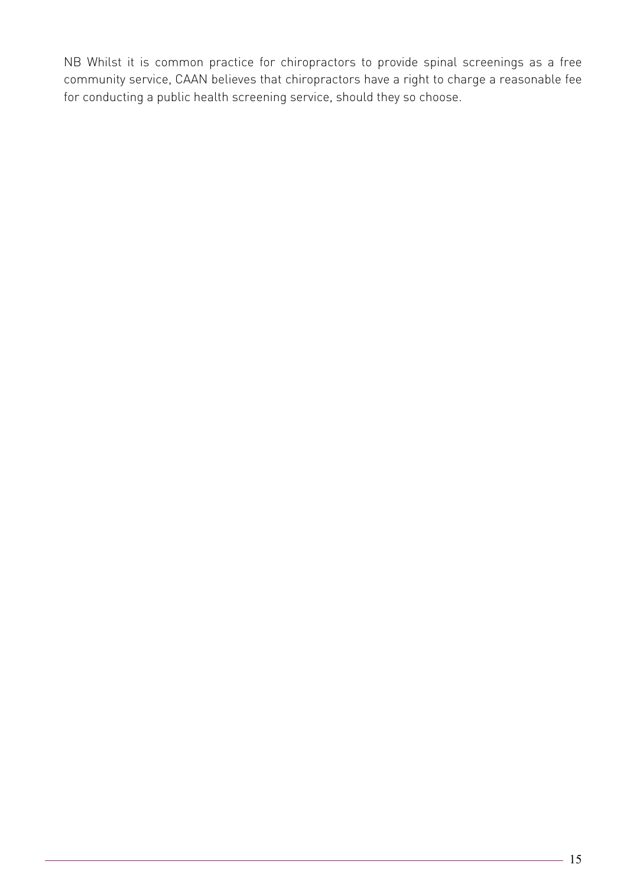NB Whilst it is common practice for chiropractors to provide spinal screenings as a free community service, CAAN believes that chiropractors have a right to charge a reasonable fee for conducting a public health screening service, should they so choose.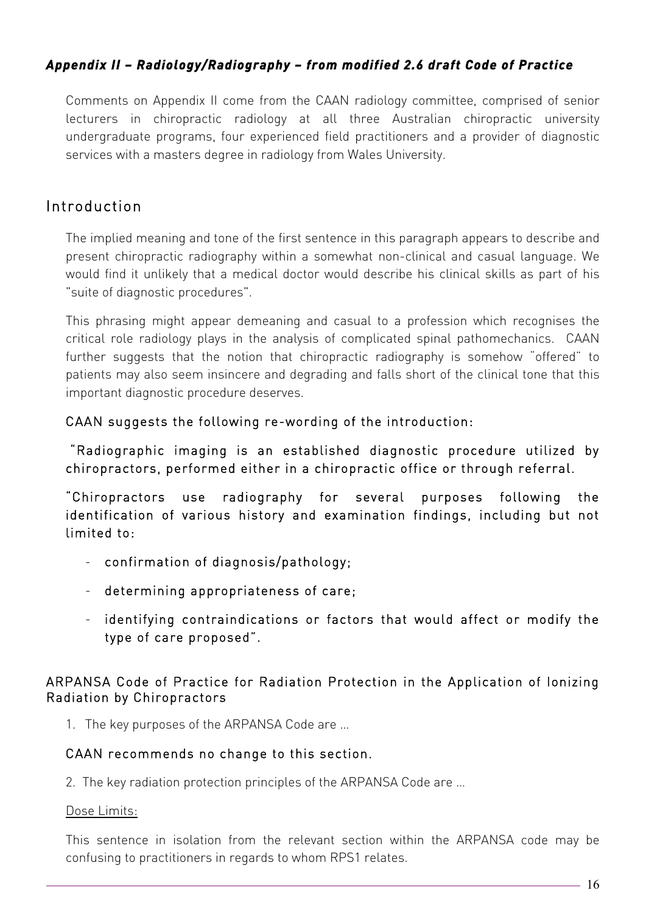### *Appendix II – Radiology/Radiography – from modified 2.6 draft Code of Practice*

Comments on Appendix II come from the CAAN radiology committee, comprised of senior lecturers in chiropractic radiology at all three Australian chiropractic university undergraduate programs, four experienced field practitioners and a provider of diagnostic services with a masters degree in radiology from Wales University.

## Introduction

The implied meaning and tone of the first sentence in this paragraph appears to describe and present chiropractic radiography within a somewhat non-clinical and casual language. We would find it unlikely that a medical doctor would describe his clinical skills as part of his "suite of diagnostic procedures".

This phrasing might appear demeaning and casual to a profession which recognises the critical role radiology plays in the analysis of complicated spinal pathomechanics. CAAN further suggests that the notion that chiropractic radiography is somehow "offered" to patients may also seem insincere and degrading and falls short of the clinical tone that this important diagnostic procedure deserves.

CAAN suggests the following re-wording of the introduction:

"Radiographic imaging is an established diagnostic procedure utilized by chiropractors, performed either in a chiropractic office or through referral.

"Chiropractors use radiography for several purposes following the identification of various history and examination findings, including but not limited to:

- confirmation of diagnosis/pathology;
- determining appropriateness of care;
- identifying contraindications or factors that would affect or modify the type of care proposed".

### ARPANSA Code of Practice for Radiation Protection in the Application of Ionizing Radiation by Chiropractors

1. The key purposes of the ARPANSA Code are …

CAAN recommends no change to this section.

2. The key radiation protection principles of the ARPANSA Code are …

<u>Dose Limits:</u>

This sentence in isolation from the relevant section within the ARPANSA code may be confusing to practitioners in regards to whom RPS1 relates.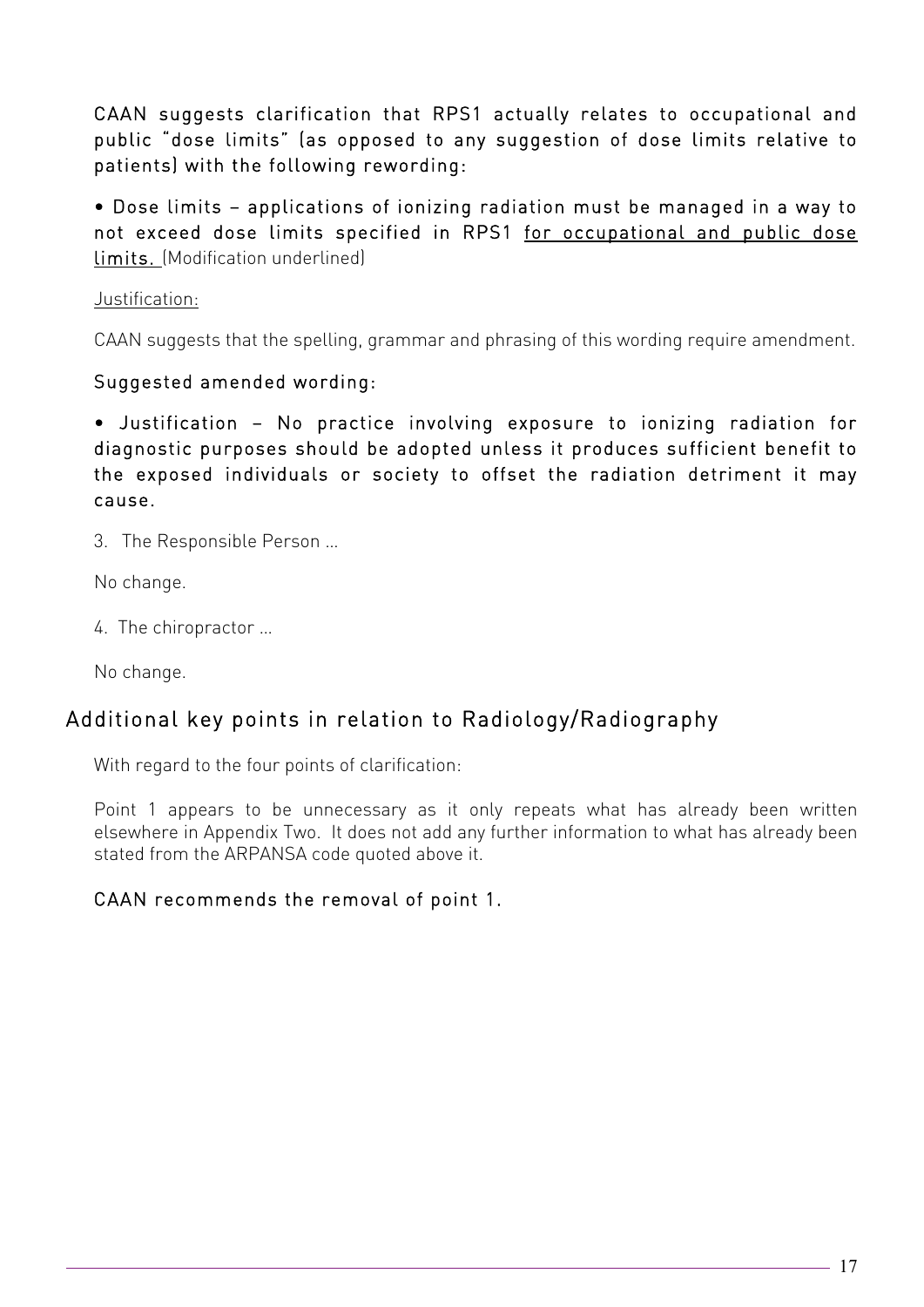CAAN suggests clarification that RPS1 actually relates to occupational and public "dose limits" (as opposed to any suggestion of dose limits relative to patients) with the following rewording:

• Dose limits – applications of ionizing radiation must be managed in a way to not exceed dose limits specified in RPS1 <u>for occupational and public dose limits.</u> (Modification underlined)

<u>Justification:</u>

CAAN suggests that the spelling, grammar and phrasing of this wording require amendment.

Suggested amended wording:

• Justification – No practice involving exposure to ionizing radiation for diagnostic purposes should be adopted unless it produces sufficient benefit to the exposed individuals or society to offset the radiation detriment it may cause.

3. The Responsible Person …

No change.

4. The chiropractor …

No change.

## Additional key points in relation to Radiology/Radiography

With regard to the four points of clarification:

Point 1 appears to be unnecessary as it only repeats what has already been written elsewhere in Appendix Two. It does not add any further information to what has already been stated from the ARPANSA code quoted above it.

CAAN recommends the removal of point 1.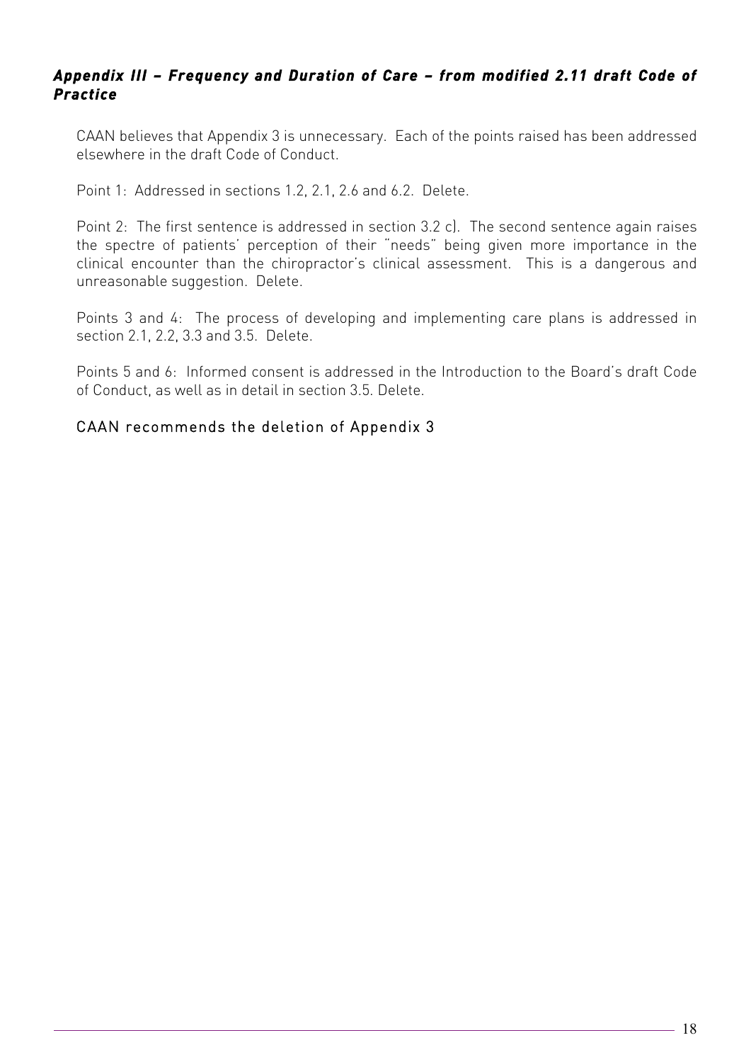### *Appendix III – Frequency and Duration of Care – from modified 2.11 draft Code of Practice*

CAAN believes that Appendix 3 is unnecessary. Each of the points raised has been addressed elsewhere in the draft Code of Conduct.

Point 1: Addressed in sections 1.2, 2.1, 2.6 and 6.2. Delete.

Point 2: The first sentence is addressed in section 3.2 c). The second sentence again raises the spectre of patients' perception of their "needs" being given more importance in the clinical encounter than the chiropractor's clinical assessment. This is a dangerous and unreasonable suggestion. Delete.

Points 3 and 4: The process of developing and implementing care plans is addressed in section 2.1, 2.2, 3.3 and 3.5. Delete.

Points 5 and 6: Informed consent is addressed in the Introduction to the Board's draft Code of Conduct, as well as in detail in section 3.5. Delete.

CAAN recommends the deletion of Appendix 3